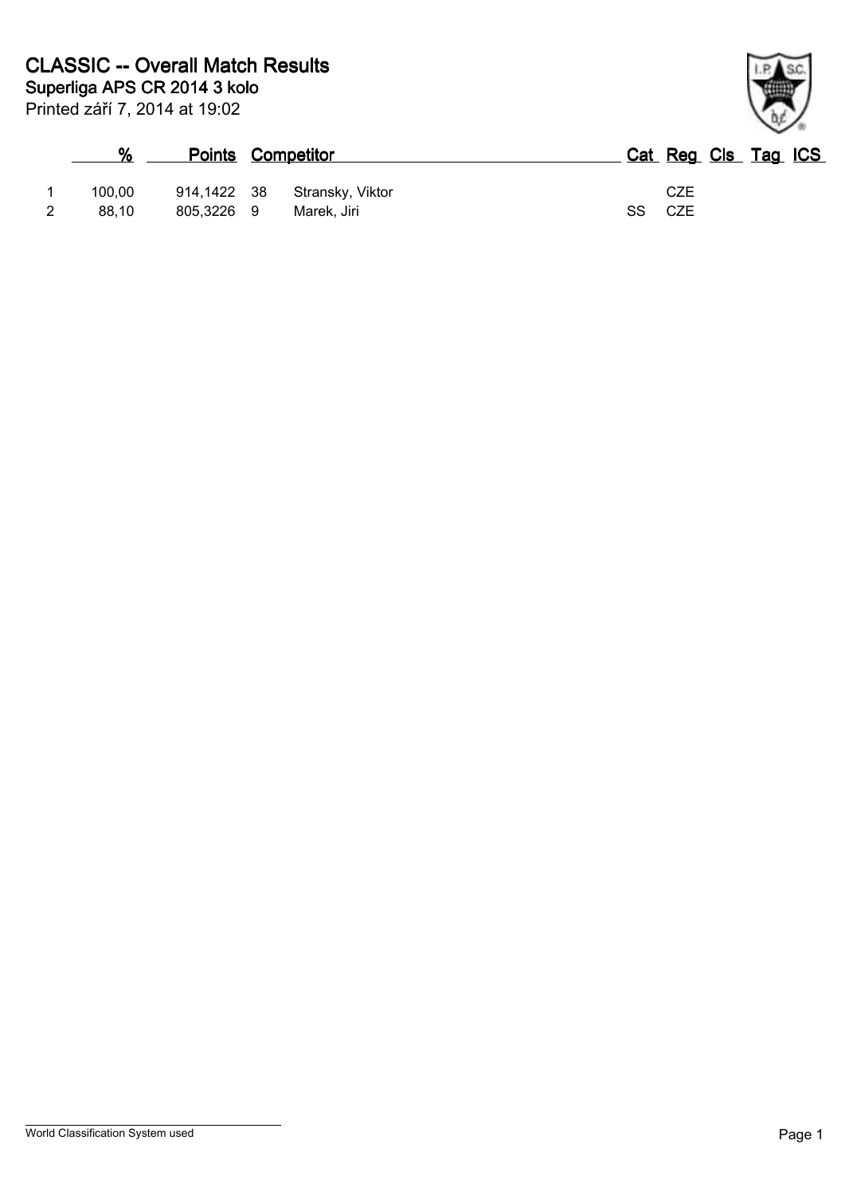# CLASSIC -- Overall Match Results

## Superliga APS CR 2014 3 kolo

Printed září 7, 2014 at 19:02

| | % | Points | Competitor | | Cat | Reg | Cls | Tag | ICS |
|---|---|---|---|---|---|---|---|---|---|
| 1 | 100,00 | 914,1422 | 38 | Stransky, Viktor | | CZE | | | |
| 2 | 88,10 | 805,3226 | 9 | Marek, Jiri | SS | CZE | | | |

World Classification System used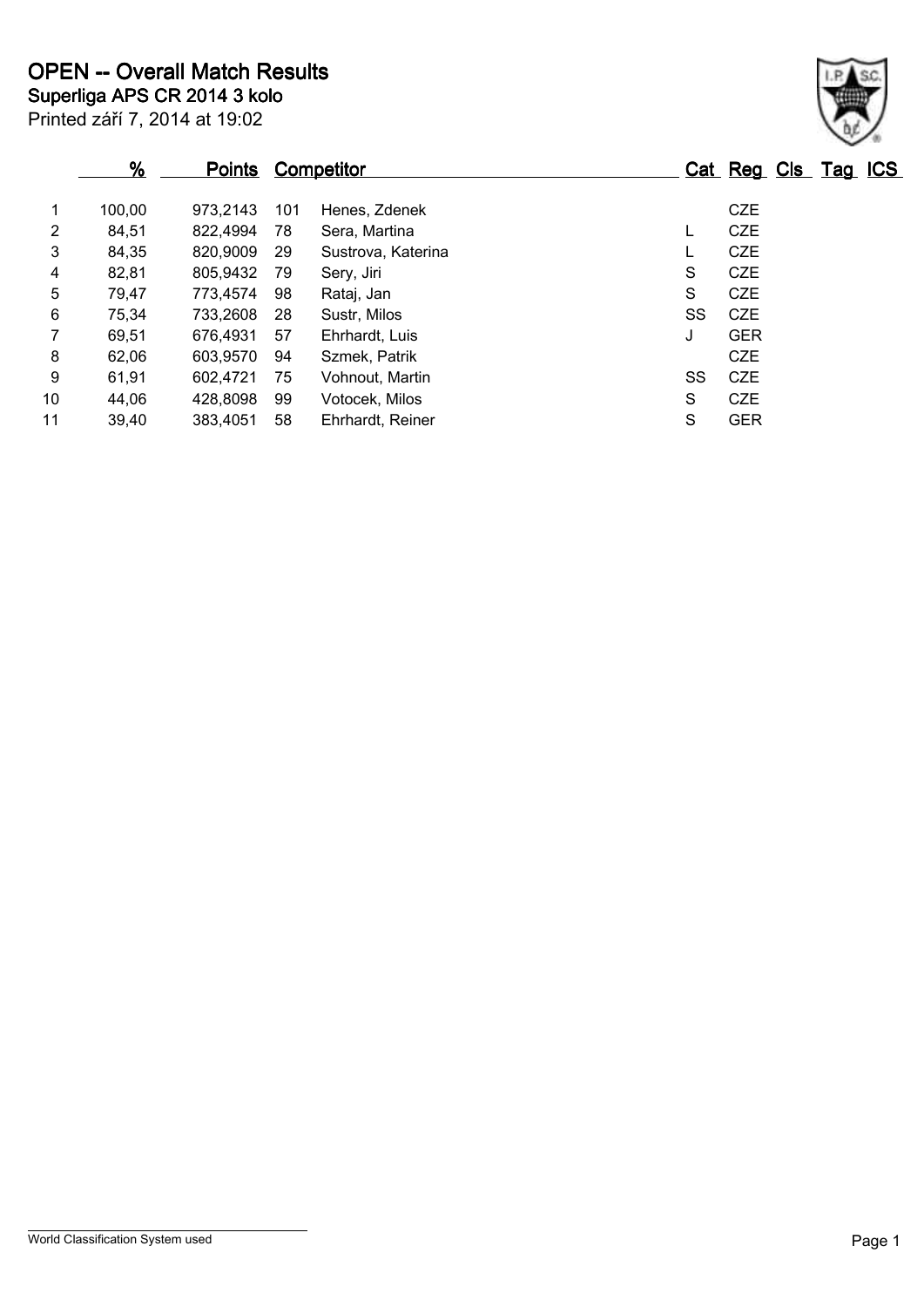# OPEN -- Overall Match Results

**Superliga APS CR 2014 3 kolo**

Printed září 7, 2014 at 19:02

| | % | Points | Competitor | | Cat | Reg | Cls | Tag | ICS |
|---|---|---|---|---|---|---|---|---|---|
| 1 | 100,00 | 973,2143 | 101 | Henes, Zdenek | | CZE | | | |
| 2 | 84,51 | 822,4994 | 78 | Sera, Martina | L | CZE | | | |
| 3 | 84,35 | 820,9009 | 29 | Sustrova, Katerina | L | CZE | | | |
| 4 | 82,81 | 805,9432 | 79 | Sery, Jiri | S | CZE | | | |
| 5 | 79,47 | 773,4574 | 98 | Rataj, Jan | S | CZE | | | |
| 6 | 75,34 | 733,2608 | 28 | Sustr, Milos | SS | CZE | | | |
| 7 | 69,51 | 676,4931 | 57 | Ehrhardt, Luis | J | GER | | | |
| 8 | 62,06 | 603,9570 | 94 | Szmek, Patrik | | CZE | | | |
| 9 | 61,91 | 602,4721 | 75 | Vohnout, Martin | SS | CZE | | | |
| 10 | 44,06 | 428,8098 | 99 | Votocek, Milos | S | CZE | | | |
| 11 | 39,40 | 383,4051 | 58 | Ehrhardt, Reiner | S | GER | | | |

World Classification System used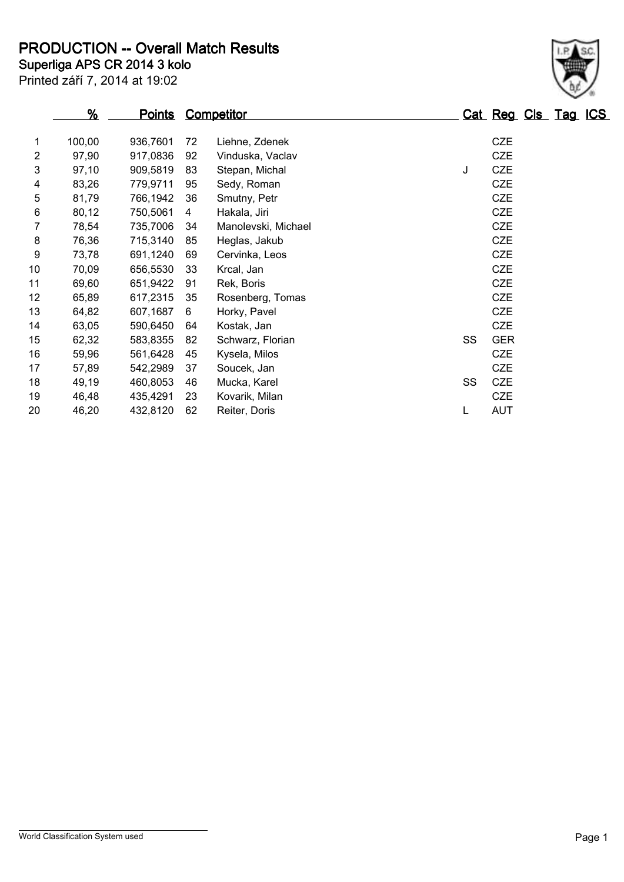# PRODUCTION -- Overall Match Results

## Superliga APS CR 2014 3 kolo

Printed září 7, 2014 at 19:02

| | % | Points | | Competitor | Cat | Reg | Cls | Tag | ICS |
|---|---|---|---|---|---|---|---|---|---|
| 1 | 100,00 | 936,7601 | 72 | Liehne, Zdenek | | CZE | | | |
| 2 | 97,90 | 917,0836 | 92 | Vinduska, Vaclav | | CZE | | | |
| 3 | 97,10 | 909,5819 | 83 | Stepan, Michal | J | CZE | | | |
| 4 | 83,26 | 779,9711 | 95 | Sedy, Roman | | CZE | | | |
| 5 | 81,79 | 766,1942 | 36 | Smutny, Petr | | CZE | | | |
| 6 | 80,12 | 750,5061 | 4 | Hakala, Jiri | | CZE | | | |
| 7 | 78,54 | 735,7006 | 34 | Manolevski, Michael | | CZE | | | |
| 8 | 76,36 | 715,3140 | 85 | Heglas, Jakub | | CZE | | | |
| 9 | 73,78 | 691,1240 | 69 | Cervinka, Leos | | CZE | | | |
| 10 | 70,09 | 656,5530 | 33 | Krcal, Jan | | CZE | | | |
| 11 | 69,60 | 651,9422 | 91 | Rek, Boris | | CZE | | | |
| 12 | 65,89 | 617,2315 | 35 | Rosenberg, Tomas | | CZE | | | |
| 13 | 64,82 | 607,1687 | 6 | Horky, Pavel | | CZE | | | |
| 14 | 63,05 | 590,6450 | 64 | Kostak, Jan | | CZE | | | |
| 15 | 62,32 | 583,8355 | 82 | Schwarz, Florian | SS | GER | | | |
| 16 | 59,96 | 561,6428 | 45 | Kysela, Milos | | CZE | | | |
| 17 | 57,89 | 542,2989 | 37 | Soucek, Jan | | CZE | | | |
| 18 | 49,19 | 460,8053 | 46 | Mucka, Karel | SS | CZE | | | |
| 19 | 46,48 | 435,4291 | 23 | Kovarik, Milan | | CZE | | | |
| 20 | 46,20 | 432,8120 | 62 | Reiter, Doris | L | AUT | | | |

World Classification System used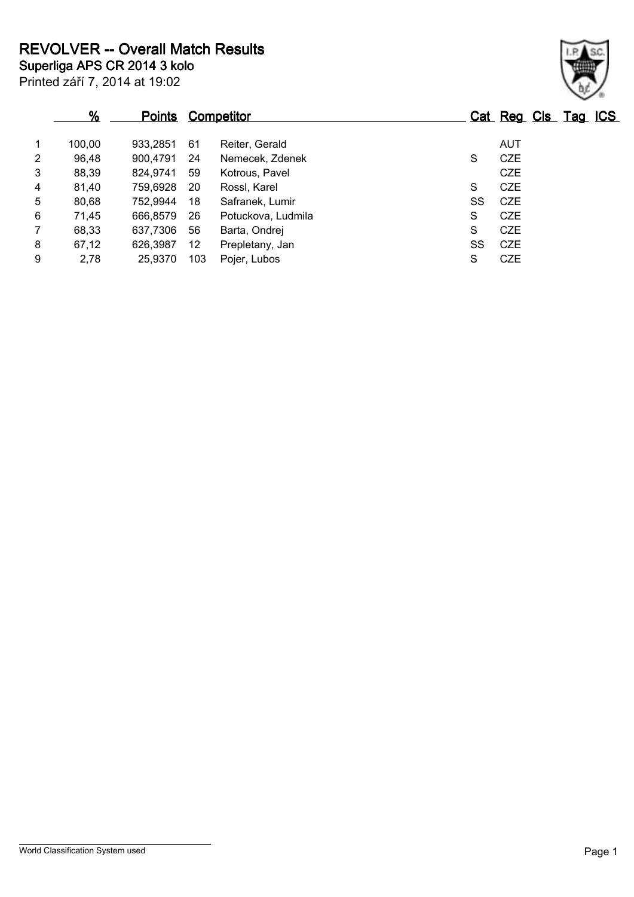# REVOLVER -- Overall Match Results

## Superliga APS CR 2014 3 kolo

Printed září 7, 2014 at 19:02

| | % | Points | Competitor | | Cat | Reg | Cls | Tag | ICS |
|---|---|---|---|---|---|---|---|---|---|
| 1 | 100,00 | 933,2851 | 61 | Reiter, Gerald | | AUT | | | |
| 2 | 96,48 | 900,4791 | 24 | Nemecek, Zdenek | S | CZE | | | |
| 3 | 88,39 | 824,9741 | 59 | Kotrous, Pavel | | CZE | | | |
| 4 | 81,40 | 759,6928 | 20 | Rossl, Karel | S | CZE | | | |
| 5 | 80,68 | 752,9944 | 18 | Safranek, Lumir | SS | CZE | | | |
| 6 | 71,45 | 666,8579 | 26 | Potuckova, Ludmila | S | CZE | | | |
| 7 | 68,33 | 637,7306 | 56 | Barta, Ondrej | S | CZE | | | |
| 8 | 67,12 | 626,3987 | 12 | Prepletany, Jan | SS | CZE | | | |
| 9 | 2,78 | 25,9370 | 103 | Pojer, Lubos | S | CZE | | | |

World Classification System used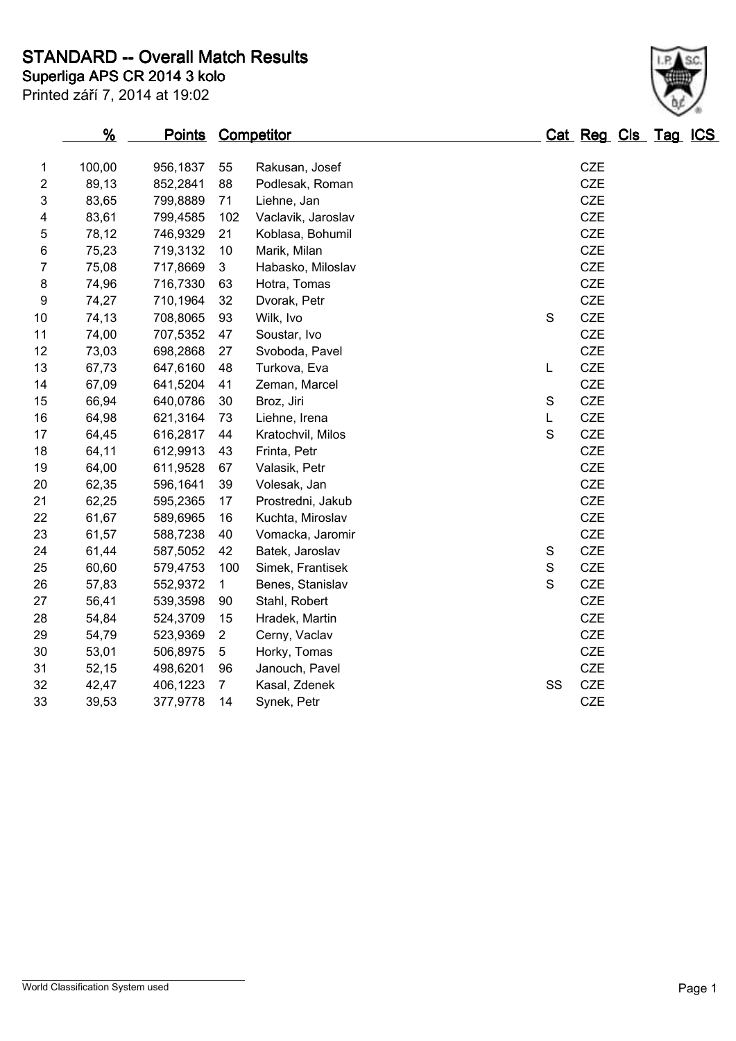# STANDARD -- Overall Match Results

**Superliga APS CR 2014 3 kolo**

Printed září 7, 2014 at 19:02

| | % | Points | Competitor | | Cat | Reg | Cls | Tag | ICS |
|---|---|---|---|---|---|---|---|---|---|
| 1 | 100,00 | 956,1837 | 55 | Rakusan, Josef | | CZE | | | |
| 2 | 89,13 | 852,2841 | 88 | Podlesak, Roman | | CZE | | | |
| 3 | 83,65 | 799,8889 | 71 | Liehne, Jan | | CZE | | | |
| 4 | 83,61 | 799,4585 | 102 | Vaclavik, Jaroslav | | CZE | | | |
| 5 | 78,12 | 746,9329 | 21 | Koblasa, Bohumil | | CZE | | | |
| 6 | 75,23 | 719,3132 | 10 | Marik, Milan | | CZE | | | |
| 7 | 75,08 | 717,8669 | 3 | Habasko, Miloslav | | CZE | | | |
| 8 | 74,96 | 716,7330 | 63 | Hotra, Tomas | | CZE | | | |
| 9 | 74,27 | 710,1964 | 32 | Dvorak, Petr | | CZE | | | |
| 10 | 74,13 | 708,8065 | 93 | Wilk, Ivo | S | CZE | | | |
| 11 | 74,00 | 707,5352 | 47 | Soustar, Ivo | | CZE | | | |
| 12 | 73,03 | 698,2868 | 27 | Svoboda, Pavel | | CZE | | | |
| 13 | 67,73 | 647,6160 | 48 | Turkova, Eva | L | CZE | | | |
| 14 | 67,09 | 641,5204 | 41 | Zeman, Marcel | | CZE | | | |
| 15 | 66,94 | 640,0786 | 30 | Broz, Jiri | S | CZE | | | |
| 16 | 64,98 | 621,3164 | 73 | Liehne, Irena | L | CZE | | | |
| 17 | 64,45 | 616,2817 | 44 | Kratochvil, Milos | S | CZE | | | |
| 18 | 64,11 | 612,9913 | 43 | Frinta, Petr | | CZE | | | |
| 19 | 64,00 | 611,9528 | 67 | Valasik, Petr | | CZE | | | |
| 20 | 62,35 | 596,1641 | 39 | Volesak, Jan | | CZE | | | |
| 21 | 62,25 | 595,2365 | 17 | Prostredni, Jakub | | CZE | | | |
| 22 | 61,67 | 589,6965 | 16 | Kuchta, Miroslav | | CZE | | | |
| 23 | 61,57 | 588,7238 | 40 | Vomacka, Jaromir | | CZE | | | |
| 24 | 61,44 | 587,5052 | 42 | Batek, Jaroslav | S | CZE | | | |
| 25 | 60,60 | 579,4753 | 100 | Simek, Frantisek | S | CZE | | | |
| 26 | 57,83 | 552,9372 | 1 | Benes, Stanislav | S | CZE | | | |
| 27 | 56,41 | 539,3598 | 90 | Stahl, Robert | | CZE | | | |
| 28 | 54,84 | 524,3709 | 15 | Hradek, Martin | | CZE | | | |
| 29 | 54,79 | 523,9369 | 2 | Cerny, Vaclav | | CZE | | | |
| 30 | 53,01 | 506,8975 | 5 | Horky, Tomas | | CZE | | | |
| 31 | 52,15 | 498,6201 | 96 | Janouch, Pavel | | CZE | | | |
| 32 | 42,47 | 406,1223 | 7 | Kasal, Zdenek | SS | CZE | | | |
| 33 | 39,53 | 377,9778 | 14 | Synek, Petr | | CZE | | | |

World Classification System used